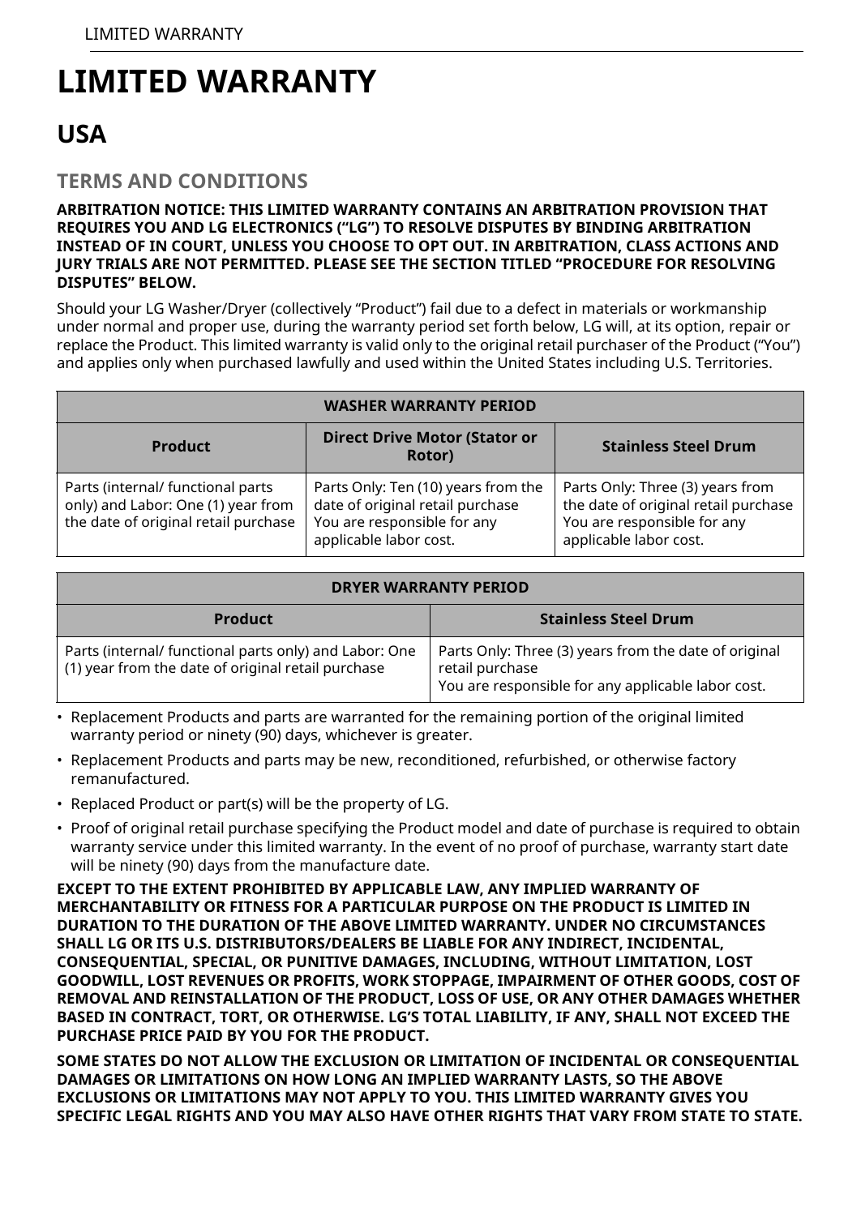# LIMITED WARRANTY

## USA

### TERMS AND CONDITIONS

**ARBITRATION NOTICE: THIS LIMITED WARRANTY CONTAINS AN ARBITRATION PROVISION THAT REQUIRES YOU AND LG ELECTRONICS (“LG”) TO RESOLVE DISPUTES BY BINDING ARBITRATION INSTEAD OF IN COURT, UNLESS YOU CHOOSE TO OPT OUT. IN ARBITRATION, CLASS ACTIONS AND JURY TRIALS ARE NOT PERMITTED. PLEASE SEE THE SECTION TITLED “PROCEDURE FOR RESOLVING DISPUTES” BELOW.**

Should your LG Washer/Dryer (collectively “Product”) fail due to a defect in materials or workmanship under normal and proper use, during the warranty period set forth below, LG will, at its option, repair or replace the Product. This limited warranty is valid only to the original retail purchaser of the Product (“You”) and applies only when purchased lawfully and used within the United States including U.S. Territories.

| WASHER WARRANTY PERIOD | | |
|---|---|---|
| **Product** | **Direct Drive Motor (Stator or Rotor)** | **Stainless Steel Drum** |
| Parts (internal/ functional parts only) and Labor: One (1) year from the date of original retail purchase | Parts Only: Ten (10) years from the date of original retail purchase You are responsible for any applicable labor cost. | Parts Only: Three (3) years from the date of original retail purchase You are responsible for any applicable labor cost. |

| DRYER WARRANTY PERIOD | |
|---|---|
| **Product** | **Stainless Steel Drum** |
| Parts (internal/ functional parts only) and Labor: One (1) year from the date of original retail purchase | Parts Only: Three (3) years from the date of original retail purchase You are responsible for any applicable labor cost. |

- Replacement Products and parts are warranted for the remaining portion of the original limited warranty period or ninety (90) days, whichever is greater.
- Replacement Products and parts may be new, reconditioned, refurbished, or otherwise factory remanufactured.
- Replaced Product or part(s) will be the property of LG.
- Proof of original retail purchase specifying the Product model and date of purchase is required to obtain warranty service under this limited warranty. In the event of no proof of purchase, warranty start date will be ninety (90) days from the manufacture date.

**EXCEPT TO THE EXTENT PROHIBITED BY APPLICABLE LAW, ANY IMPLIED WARRANTY OF MERCHANTABILITY OR FITNESS FOR A PARTICULAR PURPOSE ON THE PRODUCT IS LIMITED IN DURATION TO THE DURATION OF THE ABOVE LIMITED WARRANTY. UNDER NO CIRCUMSTANCES SHALL LG OR ITS U.S. DISTRIBUTORS/DEALERS BE LIABLE FOR ANY INDIRECT, INCIDENTAL, CONSEQUENTIAL, SPECIAL, OR PUNITIVE DAMAGES, INCLUDING, WITHOUT LIMITATION, LOST GOODWILL, LOST REVENUES OR PROFITS, WORK STOPPAGE, IMPAIRMENT OF OTHER GOODS, COST OF REMOVAL AND REINSTALLATION OF THE PRODUCT, LOSS OF USE, OR ANY OTHER DAMAGES WHETHER BASED IN CONTRACT, TORT, OR OTHERWISE. LG’S TOTAL LIABILITY, IF ANY, SHALL NOT EXCEED THE PURCHASE PRICE PAID BY YOU FOR THE PRODUCT.**

**SOME STATES DO NOT ALLOW THE EXCLUSION OR LIMITATION OF INCIDENTAL OR CONSEQUENTIAL DAMAGES OR LIMITATIONS ON HOW LONG AN IMPLIED WARRANTY LASTS, SO THE ABOVE EXCLUSIONS OR LIMITATIONS MAY NOT APPLY TO YOU. THIS LIMITED WARRANTY GIVES YOU SPECIFIC LEGAL RIGHTS AND YOU MAY ALSO HAVE OTHER RIGHTS THAT VARY FROM STATE TO STATE.**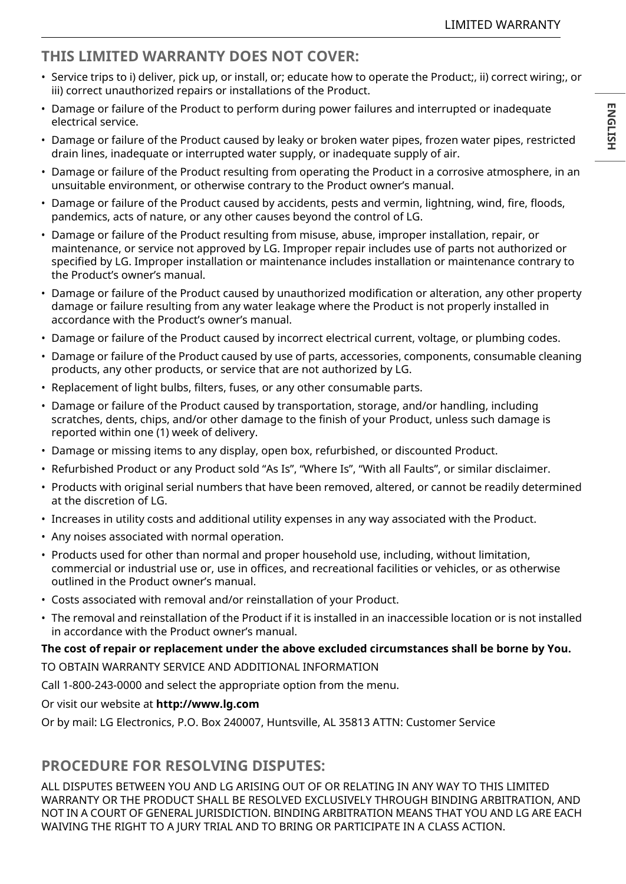## THIS LIMITED WARRANTY DOES NOT COVER:

- Service trips to i) deliver, pick up, or install, or; educate how to operate the Product;, ii) correct wiring;, or iii) correct unauthorized repairs or installations of the Product.
- Damage or failure of the Product to perform during power failures and interrupted or inadequate electrical service.
- Damage or failure of the Product caused by leaky or broken water pipes, frozen water pipes, restricted drain lines, inadequate or interrupted water supply, or inadequate supply of air.
- Damage or failure of the Product resulting from operating the Product in a corrosive atmosphere, in an unsuitable environment, or otherwise contrary to the Product owner's manual.
- Damage or failure of the Product caused by accidents, pests and vermin, lightning, wind, fire, floods, pandemics, acts of nature, or any other causes beyond the control of LG.
- Damage or failure of the Product resulting from misuse, abuse, improper installation, repair, or maintenance, or service not approved by LG. Improper repair includes use of parts not authorized or specified by LG. Improper installation or maintenance includes installation or maintenance contrary to the Product's owner's manual.
- Damage or failure of the Product caused by unauthorized modification or alteration, any other property damage or failure resulting from any water leakage where the Product is not properly installed in accordance with the Product's owner's manual.
- Damage or failure of the Product caused by incorrect electrical current, voltage, or plumbing codes.
- Damage or failure of the Product caused by use of parts, accessories, components, consumable cleaning products, any other products, or service that are not authorized by LG.
- Replacement of light bulbs, filters, fuses, or any other consumable parts.
- Damage or failure of the Product caused by transportation, storage, and/or handling, including scratches, dents, chips, and/or other damage to the finish of your Product, unless such damage is reported within one (1) week of delivery.
- Damage or missing items to any display, open box, refurbished, or discounted Product.
- Refurbished Product or any Product sold "As Is", "Where Is", "With all Faults", or similar disclaimer.
- Products with original serial numbers that have been removed, altered, or cannot be readily determined at the discretion of LG.
- Increases in utility costs and additional utility expenses in any way associated with the Product.
- Any noises associated with normal operation.
- Products used for other than normal and proper household use, including, without limitation, commercial or industrial use or, use in offices, and recreational facilities or vehicles, or as otherwise outlined in the Product owner's manual.
- Costs associated with removal and/or reinstallation of your Product.
- The removal and reinstallation of the Product if it is installed in an inaccessible location or is not installed in accordance with the Product owner's manual.

**The cost of repair or replacement under the above excluded circumstances shall be borne by You.**

TO OBTAIN WARRANTY SERVICE AND ADDITIONAL INFORMATION

Call 1-800-243-0000 and select the appropriate option from the menu.

Or visit our website at **http://www.lg.com**

Or by mail: LG Electronics, P.O. Box 240007, Huntsville, AL 35813 ATTN: Customer Service

## PROCEDURE FOR RESOLVING DISPUTES:

ALL DISPUTES BETWEEN YOU AND LG ARISING OUT OF OR RELATING IN ANY WAY TO THIS LIMITED WARRANTY OR THE PRODUCT SHALL BE RESOLVED EXCLUSIVELY THROUGH BINDING ARBITRATION, AND NOT IN A COURT OF GENERAL JURISDICTION. BINDING ARBITRATION MEANS THAT YOU AND LG ARE EACH WAIVING THE RIGHT TO A JURY TRIAL AND TO BRING OR PARTICIPATE IN A CLASS ACTION.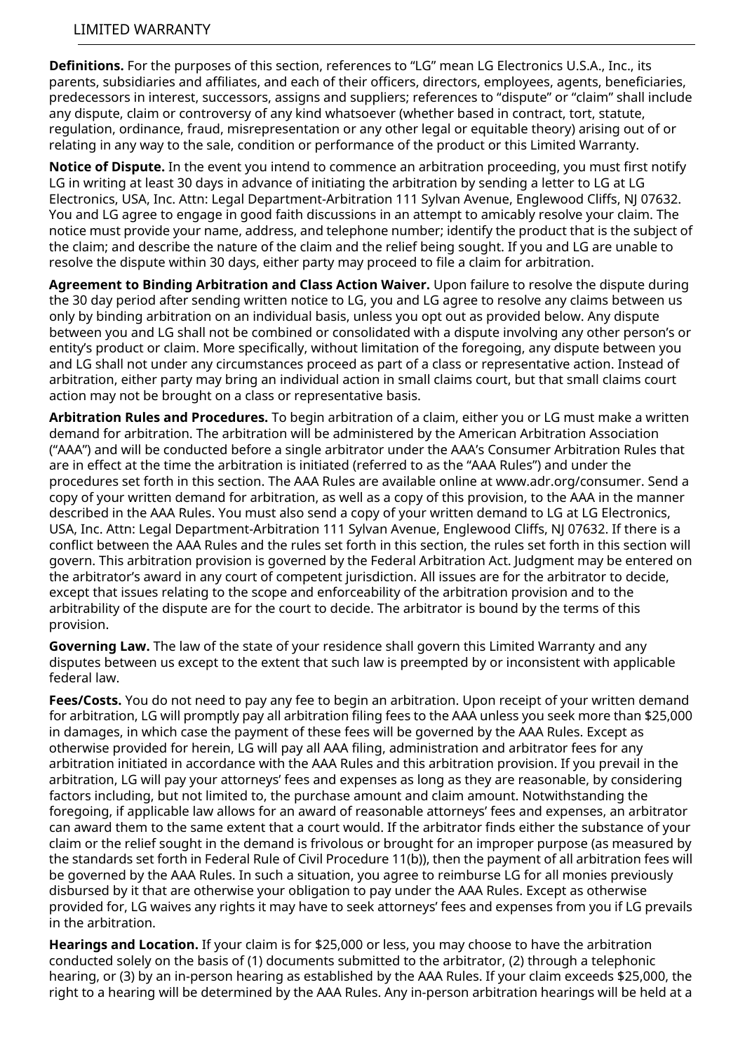**Definitions.** For the purposes of this section, references to “LG” mean LG Electronics U.S.A., Inc., its parents, subsidiaries and affiliates, and each of their officers, directors, employees, agents, beneficiaries, predecessors in interest, successors, assigns and suppliers; references to “dispute” or “claim” shall include any dispute, claim or controversy of any kind whatsoever (whether based in contract, tort, statute, regulation, ordinance, fraud, misrepresentation or any other legal or equitable theory) arising out of or relating in any way to the sale, condition or performance of the product or this Limited Warranty.

**Notice of Dispute.** In the event you intend to commence an arbitration proceeding, you must first notify LG in writing at least 30 days in advance of initiating the arbitration by sending a letter to LG at LG Electronics, USA, Inc. Attn: Legal Department-Arbitration 111 Sylvan Avenue, Englewood Cliffs, NJ 07632. You and LG agree to engage in good faith discussions in an attempt to amicably resolve your claim. The notice must provide your name, address, and telephone number; identify the product that is the subject of the claim; and describe the nature of the claim and the relief being sought. If you and LG are unable to resolve the dispute within 30 days, either party may proceed to file a claim for arbitration.

**Agreement to Binding Arbitration and Class Action Waiver.** Upon failure to resolve the dispute during the 30 day period after sending written notice to LG, you and LG agree to resolve any claims between us only by binding arbitration on an individual basis, unless you opt out as provided below. Any dispute between you and LG shall not be combined or consolidated with a dispute involving any other person’s or entity’s product or claim. More specifically, without limitation of the foregoing, any dispute between you and LG shall not under any circumstances proceed as part of a class or representative action. Instead of arbitration, either party may bring an individual action in small claims court, but that small claims court action may not be brought on a class or representative basis.

**Arbitration Rules and Procedures.** To begin arbitration of a claim, either you or LG must make a written demand for arbitration. The arbitration will be administered by the American Arbitration Association (“AAA”) and will be conducted before a single arbitrator under the AAA’s Consumer Arbitration Rules that are in effect at the time the arbitration is initiated (referred to as the “AAA Rules”) and under the procedures set forth in this section. The AAA Rules are available online at www.adr.org/consumer. Send a copy of your written demand for arbitration, as well as a copy of this provision, to the AAA in the manner described in the AAA Rules. You must also send a copy of your written demand to LG at LG Electronics, USA, Inc. Attn: Legal Department-Arbitration 111 Sylvan Avenue, Englewood Cliffs, NJ 07632. If there is a conflict between the AAA Rules and the rules set forth in this section, the rules set forth in this section will govern. This arbitration provision is governed by the Federal Arbitration Act. Judgment may be entered on the arbitrator’s award in any court of competent jurisdiction. All issues are for the arbitrator to decide, except that issues relating to the scope and enforceability of the arbitration provision and to the arbitrability of the dispute are for the court to decide. The arbitrator is bound by the terms of this provision.

**Governing Law.** The law of the state of your residence shall govern this Limited Warranty and any disputes between us except to the extent that such law is preempted by or inconsistent with applicable federal law.

**Fees/Costs.** You do not need to pay any fee to begin an arbitration. Upon receipt of your written demand for arbitration, LG will promptly pay all arbitration filing fees to the AAA unless you seek more than $25,000 in damages, in which case the payment of these fees will be governed by the AAA Rules. Except as otherwise provided for herein, LG will pay all AAA filing, administration and arbitrator fees for any arbitration initiated in accordance with the AAA Rules and this arbitration provision. If you prevail in the arbitration, LG will pay your attorneys’ fees and expenses as long as they are reasonable, by considering factors including, but not limited to, the purchase amount and claim amount. Notwithstanding the foregoing, if applicable law allows for an award of reasonable attorneys’ fees and expenses, an arbitrator can award them to the same extent that a court would. If the arbitrator finds either the substance of your claim or the relief sought in the demand is frivolous or brought for an improper purpose (as measured by the standards set forth in Federal Rule of Civil Procedure 11(b)), then the payment of all arbitration fees will be governed by the AAA Rules. In such a situation, you agree to reimburse LG for all monies previously disbursed by it that are otherwise your obligation to pay under the AAA Rules. Except as otherwise provided for, LG waives any rights it may have to seek attorneys’ fees and expenses from you if LG prevails in the arbitration.

**Hearings and Location.** If your claim is for $25,000 or less, you may choose to have the arbitration conducted solely on the basis of (1) documents submitted to the arbitrator, (2) through a telephonic hearing, or (3) by an in-person hearing as established by the AAA Rules. If your claim exceeds $25,000, the right to a hearing will be determined by the AAA Rules. Any in-person arbitration hearings will be held at a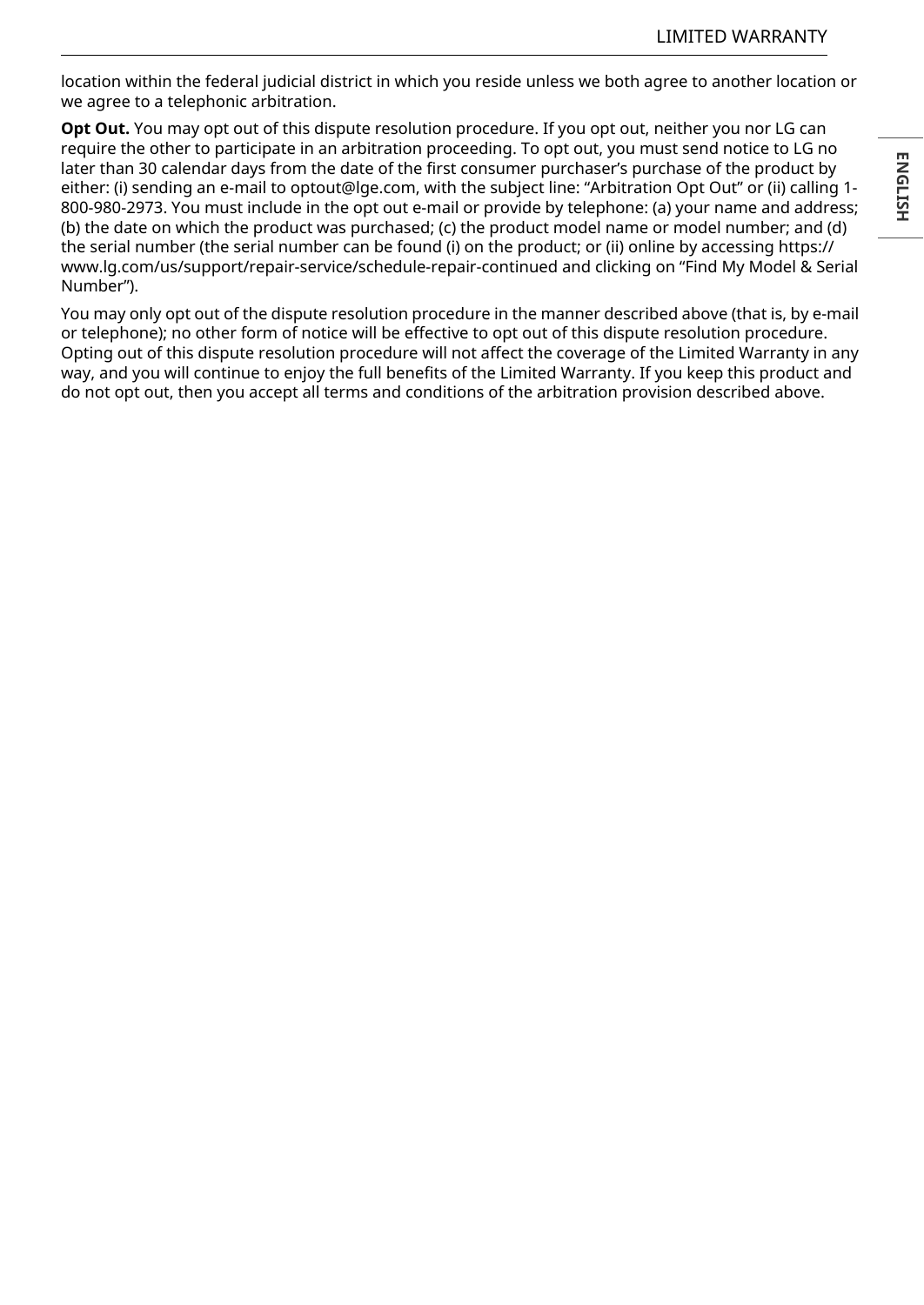location within the federal judicial district in which you reside unless we both agree to another location or we agree to a telephonic arbitration.

**Opt Out.** You may opt out of this dispute resolution procedure. If you opt out, neither you nor LG can require the other to participate in an arbitration proceeding. To opt out, you must send notice to LG no later than 30 calendar days from the date of the first consumer purchaser's purchase of the product by either: (i) sending an e-mail to optout@lge.com, with the subject line: "Arbitration Opt Out" or (ii) calling 1-800-980-2973. You must include in the opt out e-mail or provide by telephone: (a) your name and address; (b) the date on which the product was purchased; (c) the product model name or model number; and (d) the serial number (the serial number can be found (i) on the product; or (ii) online by accessing https://www.lg.com/us/support/repair-service/schedule-repair-continued and clicking on "Find My Model & Serial Number").

You may only opt out of the dispute resolution procedure in the manner described above (that is, by e-mail or telephone); no other form of notice will be effective to opt out of this dispute resolution procedure. Opting out of this dispute resolution procedure will not affect the coverage of the Limited Warranty in any way, and you will continue to enjoy the full benefits of the Limited Warranty. If you keep this product and do not opt out, then you accept all terms and conditions of the arbitration provision described above.